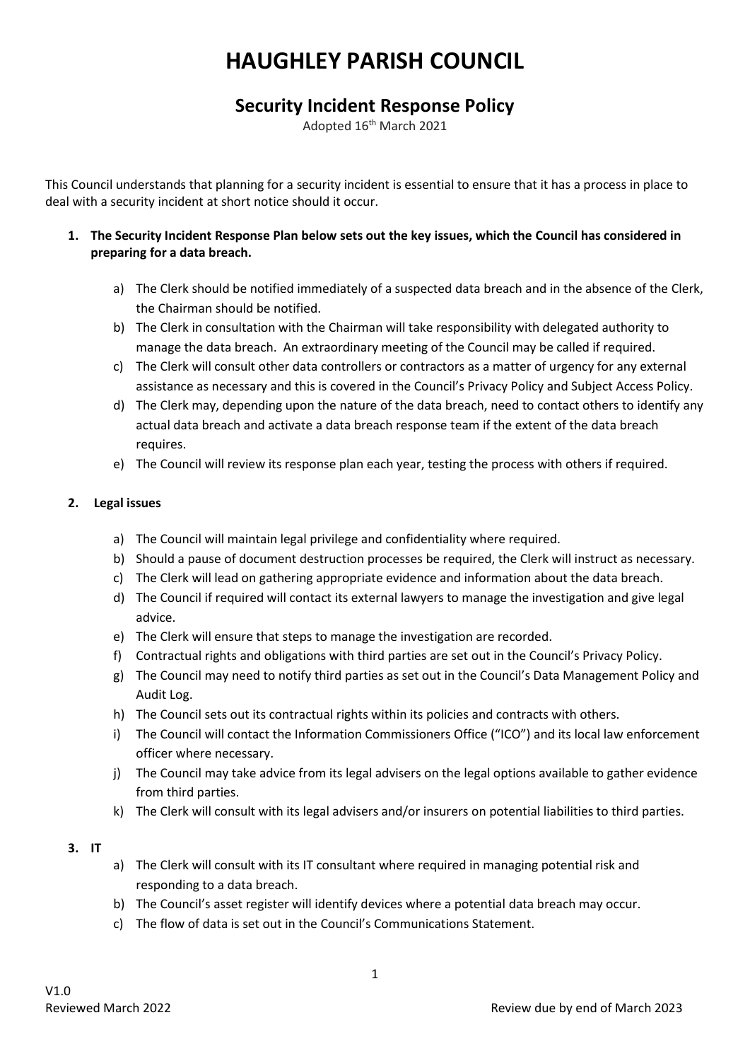# HAUGHLEY PARISH COUNCIL

## Security Incident Response Policy

Adopted 16th March 2021

This Council understands that planning for a security incident is essential to ensure that it has a process in place to deal with a security incident at short notice should it occur.

1. **The Security Incident Response Plan below sets out the key issues, which the Council has considered in preparing for a data breach.**

    a) The Clerk should be notified immediately of a suspected data breach and in the absence of the Clerk, the Chairman should be notified.

    b) The Clerk in consultation with the Chairman will take responsibility with delegated authority to manage the data breach. An extraordinary meeting of the Council may be called if required.

    c) The Clerk will consult other data controllers or contractors as a matter of urgency for any external assistance as necessary and this is covered in the Council's Privacy Policy and Subject Access Policy.

    d) The Clerk may, depending upon the nature of the data breach, need to contact others to identify any actual data breach and activate a data breach response team if the extent of the data breach requires.

    e) The Council will review its response plan each year, testing the process with others if required.

2. **Legal issues**

    a) The Council will maintain legal privilege and confidentiality where required.

    b) Should a pause of document destruction processes be required, the Clerk will instruct as necessary.

    c) The Clerk will lead on gathering appropriate evidence and information about the data breach.

    d) The Council if required will contact its external lawyers to manage the investigation and give legal advice.

    e) The Clerk will ensure that steps to manage the investigation are recorded.

    f) Contractual rights and obligations with third parties are set out in the Council's Privacy Policy.

    g) The Council may need to notify third parties as set out in the Council's Data Management Policy and Audit Log.

    h) The Council sets out its contractual rights within its policies and contracts with others.

    i) The Council will contact the Information Commissioners Office ("ICO") and its local law enforcement officer where necessary.

    j) The Council may take advice from its legal advisers on the legal options available to gather evidence from third parties.

    k) The Clerk will consult with its legal advisers and/or insurers on potential liabilities to third parties.

3. **IT**

    a) The Clerk will consult with its IT consultant where required in managing potential risk and responding to a data breach.

    b) The Council's asset register will identify devices where a potential data breach may occur.

    c) The flow of data is set out in the Council's Communications Statement.

V1.0
Reviewed March 2022 — Review due by end of March 2023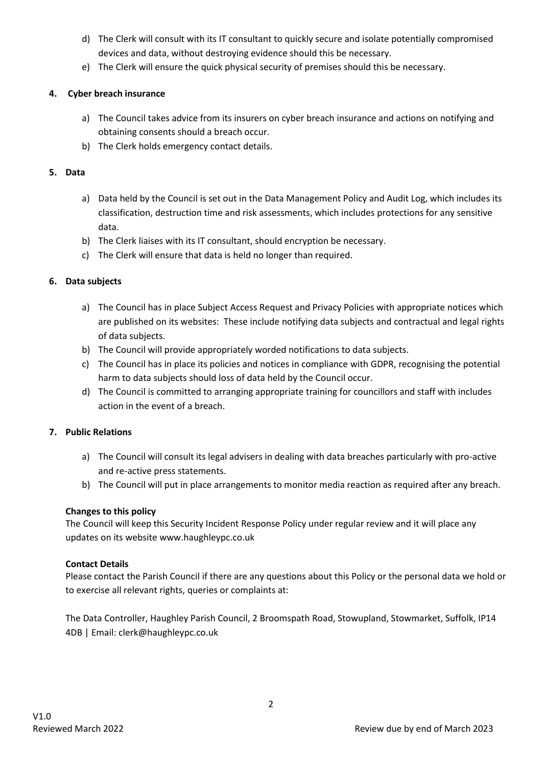d) The Clerk will consult with its IT consultant to quickly secure and isolate potentially compromised devices and data, without destroying evidence should this be necessary.

e) The Clerk will ensure the quick physical security of premises should this be necessary.

**4. Cyber breach insurance**

a) The Council takes advice from its insurers on cyber breach insurance and actions on notifying and obtaining consents should a breach occur.

b) The Clerk holds emergency contact details.

**5. Data**

a) Data held by the Council is set out in the Data Management Policy and Audit Log, which includes its classification, destruction time and risk assessments, which includes protections for any sensitive data.

b) The Clerk liaises with its IT consultant, should encryption be necessary.

c) The Clerk will ensure that data is held no longer than required.

**6. Data subjects**

a) The Council has in place Subject Access Request and Privacy Policies with appropriate notices which are published on its websites: These include notifying data subjects and contractual and legal rights of data subjects.

b) The Council will provide appropriately worded notifications to data subjects.

c) The Council has in place its policies and notices in compliance with GDPR, recognising the potential harm to data subjects should loss of data held by the Council occur.

d) The Council is committed to arranging appropriate training for councillors and staff with includes action in the event of a breach.

**7. Public Relations**

a) The Council will consult its legal advisers in dealing with data breaches particularly with pro-active and re-active press statements.

b) The Council will put in place arrangements to monitor media reaction as required after any breach.

**Changes to this policy**

The Council will keep this Security Incident Response Policy under regular review and it will place any updates on its website www.haughleypc.co.uk

**Contact Details**

Please contact the Parish Council if there are any questions about this Policy or the personal data we hold or to exercise all relevant rights, queries or complaints at:

The Data Controller, Haughley Parish Council, 2 Broomspath Road, Stowupland, Stowmarket, Suffolk, IP14 4DB | Email: clerk@haughleypc.co.uk

V1.0
Reviewed March 2022 Review due by end of March 2023